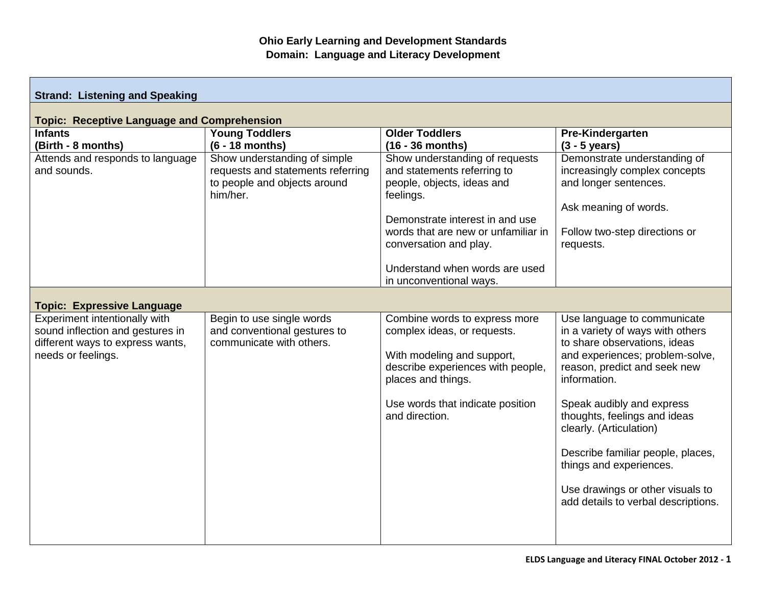# Ohio Early Learning and Development Standards
## Domain: Language and Literacy Development

| **Strand: Listening and Speaking** | | | |
|---|---|---|---|
| **Topic: Receptive Language and Comprehension** | | | |
| **Infants (Birth - 8 months)** | **Young Toddlers (6 - 18 months)** | **Older Toddlers (16 - 36 months)** | **Pre-Kindergarten (3 - 5 years)** |
| Attends and responds to language and sounds. | Show understanding of simple requests and statements referring to people and objects around him/her. | Show understanding of requests and statements referring to people, objects, ideas and feelings.<br><br>Demonstrate interest in and use words that are new or unfamiliar in conversation and play.<br><br>Understand when words are used in unconventional ways. | Demonstrate understanding of increasingly complex concepts and longer sentences.<br><br>Ask meaning of words.<br><br>Follow two-step directions or requests. |
| **Topic: Expressive Language** | | | |
| Experiment intentionally with sound inflection and gestures in different ways to express wants, needs or feelings. | Begin to use single words and conventional gestures to communicate with others. | Combine words to express more complex ideas, or requests.<br><br>With modeling and support, describe experiences with people, places and things.<br><br>Use words that indicate position and direction. | Use language to communicate in a variety of ways with others to share observations, ideas and experiences; problem-solve, reason, predict and seek new information.<br><br>Speak audibly and express thoughts, feelings and ideas clearly. (Articulation)<br><br>Describe familiar people, places, things and experiences.<br><br>Use drawings or other visuals to add details to verbal descriptions. |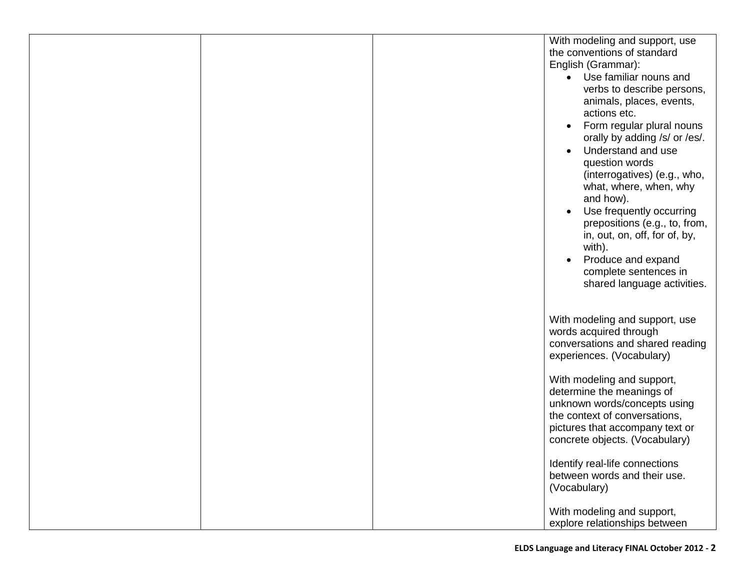|  |  |  | With modeling and support, use the conventions of standard English (Grammar):<br>• Use familiar nouns and verbs to describe persons, animals, places, events, actions etc.<br>• Form regular plural nouns orally by adding /s/ or /es/.<br>• Understand and use question words (interrogatives) (e.g., who, what, where, when, why and how).<br>• Use frequently occurring prepositions (e.g., to, from, in, out, on, off, for of, by, with).<br>• Produce and expand complete sentences in shared language activities.<br><br>With modeling and support, use words acquired through conversations and shared reading experiences. (Vocabulary)<br><br>With modeling and support, determine the meanings of unknown words/concepts using the context of conversations, pictures that accompany text or concrete objects. (Vocabulary)<br><br>Identify real-life connections between words and their use. (Vocabulary)<br><br>With modeling and support, explore relationships between |
|---|---|---|---|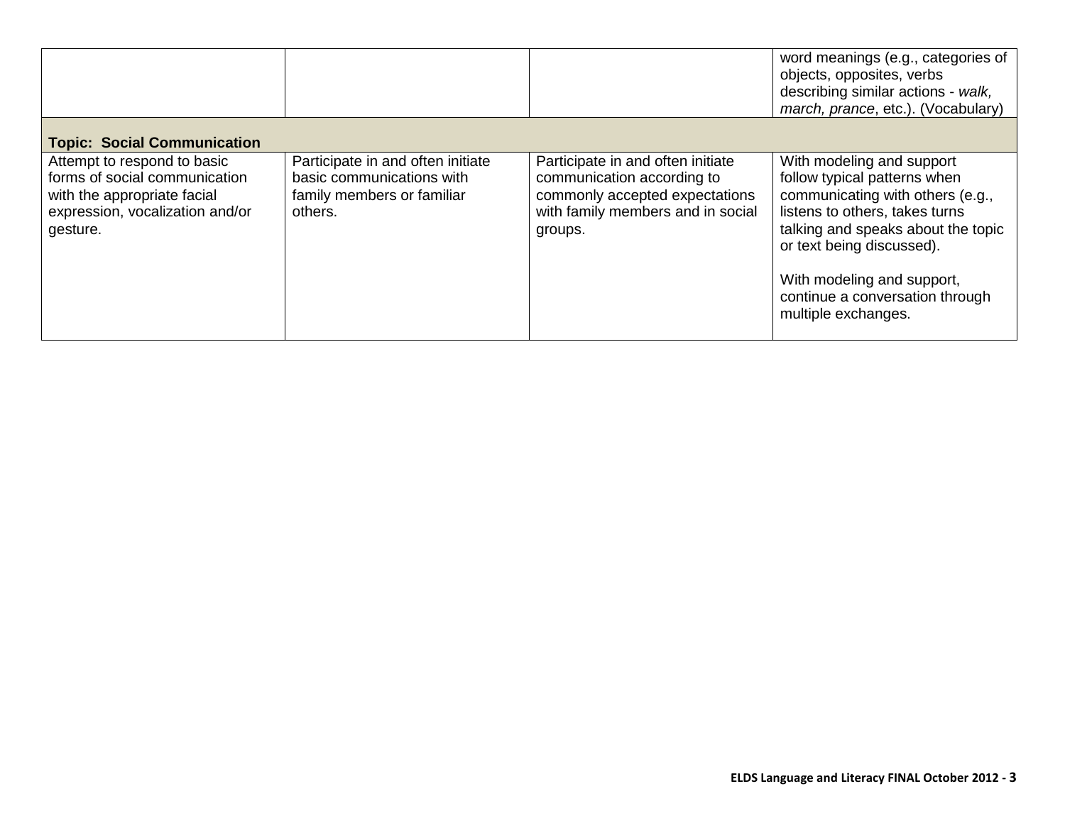| | | | |
|---|---|---|---|
| | | | word meanings (e.g., categories of objects, opposites, verbs describing similar actions - *walk, march, prance*, etc.). (Vocabulary) |
| **Topic: Social Communication** | | | |
| Attempt to respond to basic forms of social communication with the appropriate facial expression, vocalization and/or gesture. | Participate in and often initiate basic communications with family members or familiar others. | Participate in and often initiate communication according to commonly accepted expectations with family members and in social groups. | With modeling and support follow typical patterns when communicating with others (e.g., listens to others, takes turns talking and speaks about the topic or text being discussed).<br><br>With modeling and support, continue a conversation through multiple exchanges. |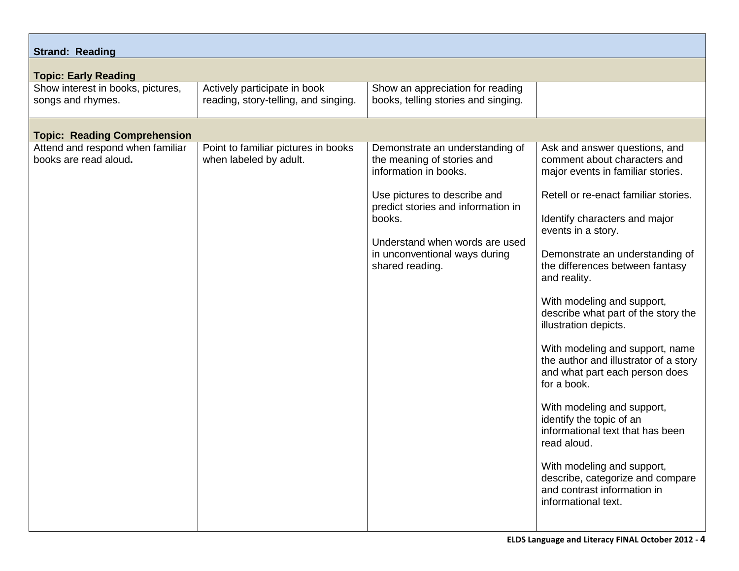| Strand: Reading | | | |
|---|---|---|---|
| **Topic: Early Reading** | | | |
| Show interest in books, pictures, songs and rhymes. | Actively participate in book reading, story-telling, and singing. | Show an appreciation for reading books, telling stories and singing. | |
| **Topic: Reading Comprehension** | | | |
| Attend and respond when familiar books are read aloud**.** | Point to familiar pictures in books when labeled by adult. | Demonstrate an understanding of the meaning of stories and information in books.<br><br>Use pictures to describe and predict stories and information in books.<br><br>Understand when words are used in unconventional ways during shared reading. | Ask and answer questions, and comment about characters and major events in familiar stories.<br><br>Retell or re-enact familiar stories.<br><br>Identify characters and major events in a story.<br><br>Demonstrate an understanding of the differences between fantasy and reality.<br><br>With modeling and support, describe what part of the story the illustration depicts.<br><br>With modeling and support, name the author and illustrator of a story and what part each person does for a book.<br><br>With modeling and support, identify the topic of an informational text that has been read aloud.<br><br>With modeling and support, describe, categorize and compare and contrast information in informational text. |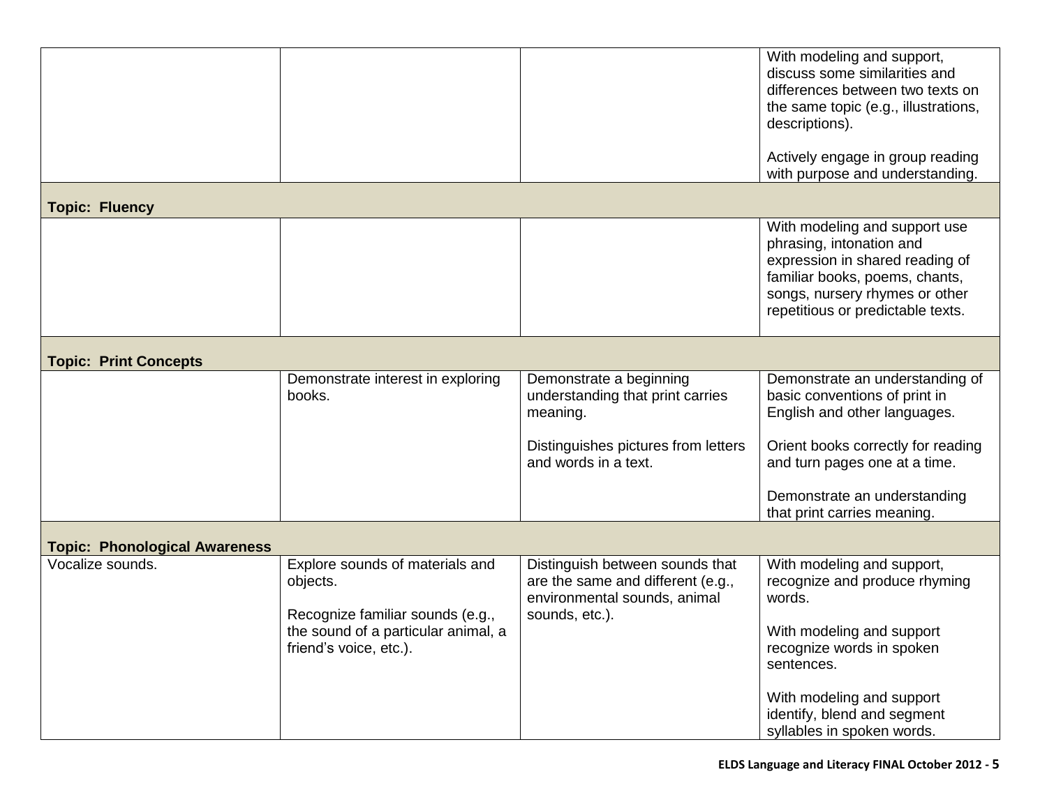| | | | |
|---|---|---|---|
| | | | With modeling and support, discuss some similarities and differences between two texts on the same topic (e.g., illustrations, descriptions).<br><br>Actively engage in group reading with purpose and understanding. |
| **Topic: Fluency** | | | |
| | | | With modeling and support use phrasing, intonation and expression in shared reading of familiar books, poems, chants, songs, nursery rhymes or other repetitious or predictable texts. |
| **Topic: Print Concepts** | | | |
| | Demonstrate interest in exploring books. | Demonstrate a beginning understanding that print carries meaning.<br><br>Distinguishes pictures from letters and words in a text. | Demonstrate an understanding of basic conventions of print in English and other languages.<br><br>Orient books correctly for reading and turn pages one at a time.<br><br>Demonstrate an understanding that print carries meaning. |
| **Topic: Phonological Awareness** | | | |
| Vocalize sounds. | Explore sounds of materials and objects.<br><br>Recognize familiar sounds (e.g., the sound of a particular animal, a friend's voice, etc.). | Distinguish between sounds that are the same and different (e.g., environmental sounds, animal sounds, etc.). | With modeling and support, recognize and produce rhyming words.<br><br>With modeling and support recognize words in spoken sentences.<br><br>With modeling and support identify, blend and segment syllables in spoken words. |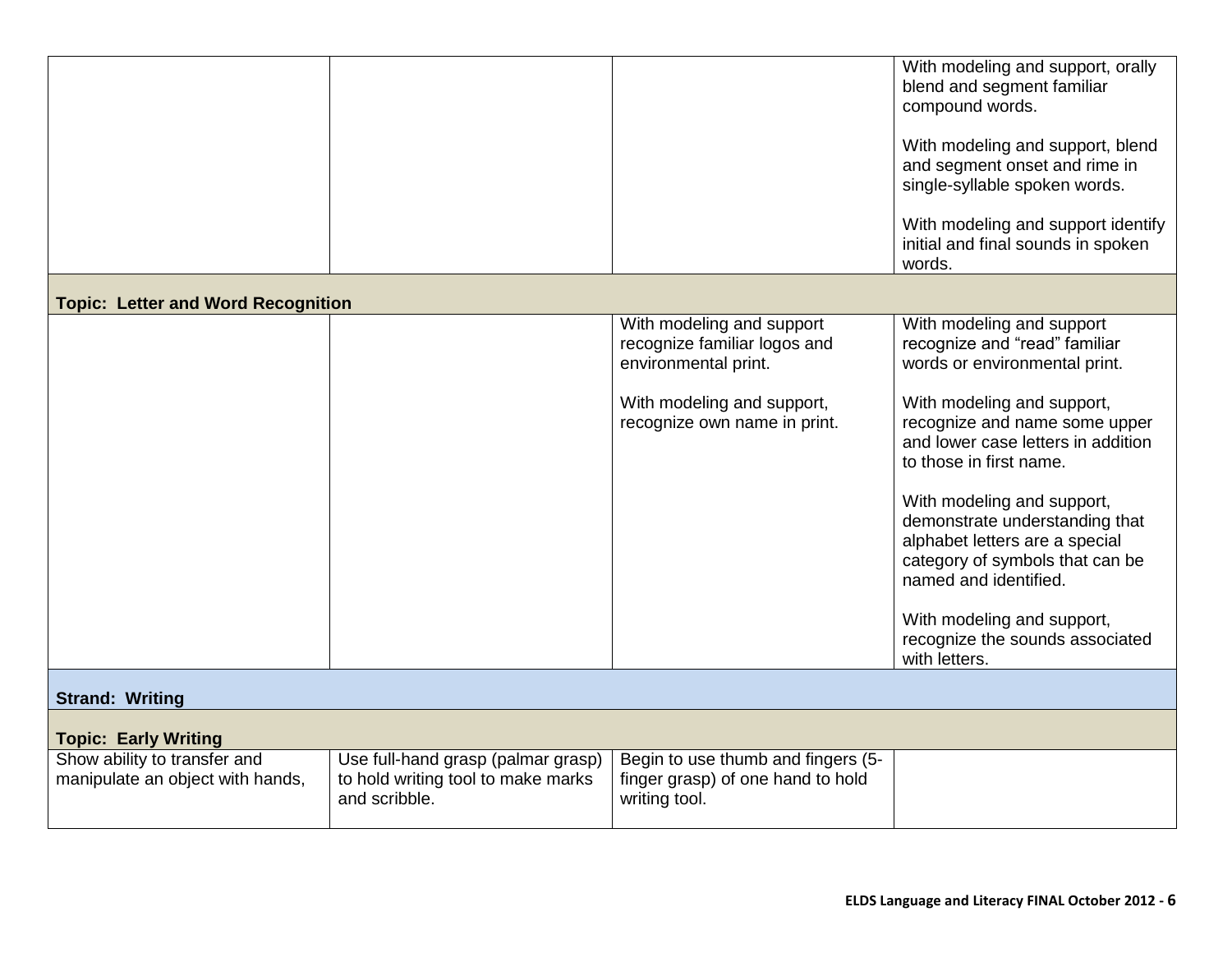| | | | |
|---|---|---|---|
| | | | With modeling and support, orally blend and segment familiar compound words.<br><br>With modeling and support, blend and segment onset and rime in single-syllable spoken words.<br><br>With modeling and support identify initial and final sounds in spoken words. |
| **Topic: Letter and Word Recognition** | | | |
| | | With modeling and support recognize familiar logos and environmental print.<br><br>With modeling and support, recognize own name in print. | With modeling and support recognize and "read" familiar words or environmental print.<br><br>With modeling and support, recognize and name some upper and lower case letters in addition to those in first name.<br><br>With modeling and support, demonstrate understanding that alphabet letters are a special category of symbols that can be named and identified.<br><br>With modeling and support, recognize the sounds associated with letters. |
| **Strand: Writing** | | | |
| **Topic: Early Writing** | | | |
| Show ability to transfer and manipulate an object with hands, | Use full-hand grasp (palmar grasp) to hold writing tool to make marks and scribble. | Begin to use thumb and fingers (5-finger grasp) of one hand to hold writing tool. | |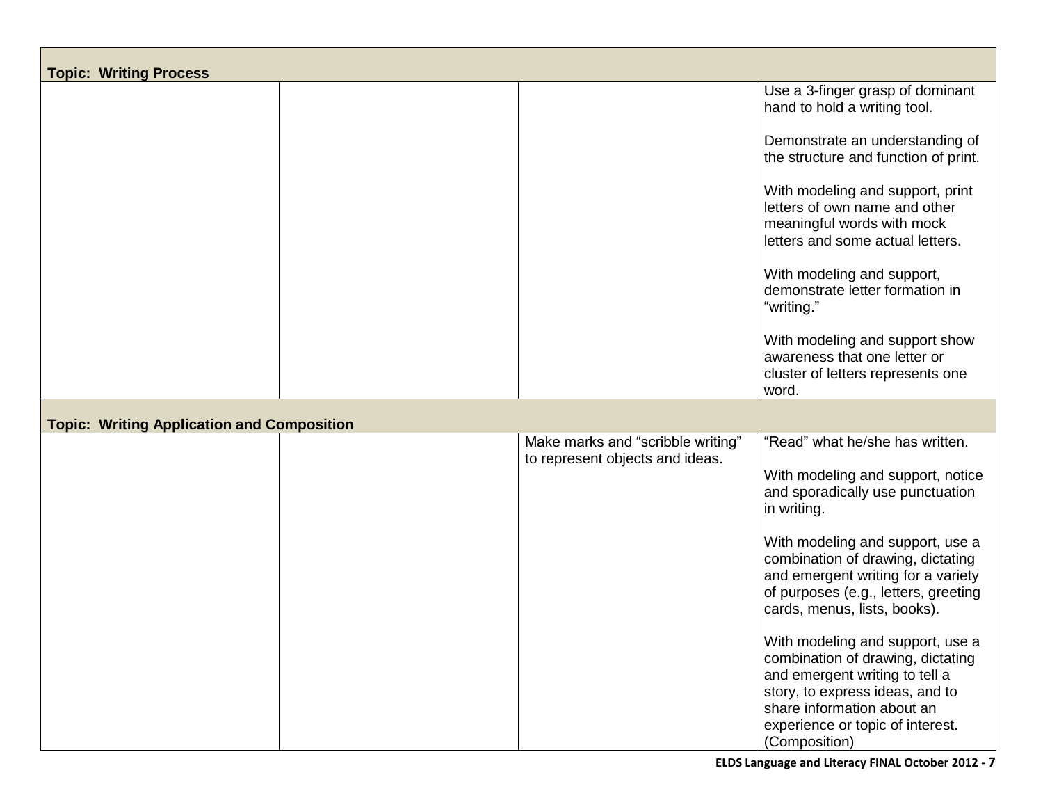| **Topic: Writing Process** | | | |
|---|---|---|---|
| | | | Use a 3-finger grasp of dominant hand to hold a writing tool.<br><br>Demonstrate an understanding of the structure and function of print.<br><br>With modeling and support, print letters of own name and other meaningful words with mock letters and some actual letters.<br><br>With modeling and support, demonstrate letter formation in "writing."<br><br>With modeling and support show awareness that one letter or cluster of letters represents one word. |
| **Topic: Writing Application and Composition** | | | |
| | | Make marks and "scribble writing" to represent objects and ideas. | "Read" what he/she has written.<br><br>With modeling and support, notice and sporadically use punctuation in writing.<br><br>With modeling and support, use a combination of drawing, dictating and emergent writing for a variety of purposes (e.g., letters, greeting cards, menus, lists, books).<br><br>With modeling and support, use a combination of drawing, dictating and emergent writing to tell a story, to express ideas, and to share information about an experience or topic of interest. (Composition) |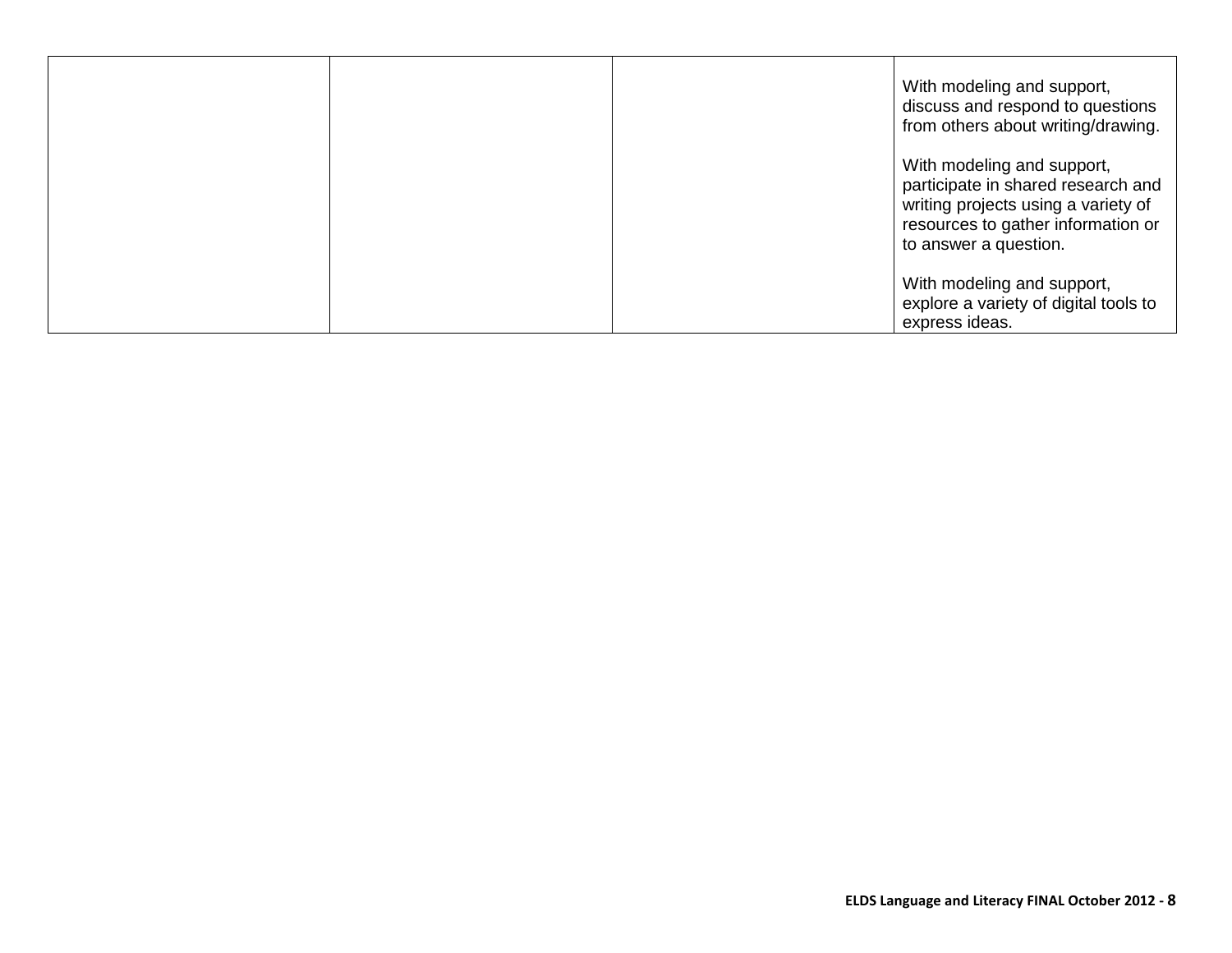| | | | |
|---|---|---|---|
| | | | With modeling and support, discuss and respond to questions from others about writing/drawing.<br><br>With modeling and support, participate in shared research and writing projects using a variety of resources to gather information or to answer a question.<br><br>With modeling and support, explore a variety of digital tools to express ideas. |